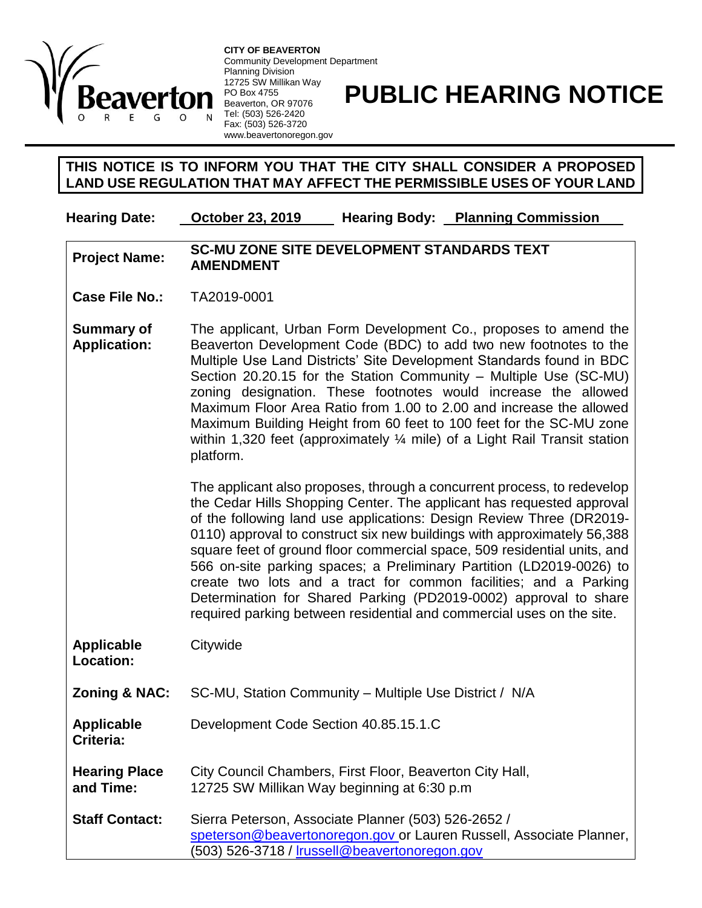Beaverton OREGON

**CITY OF BEAVERTON**
Community Development Department
Planning Division
12725 SW Millikan Way
PO Box 4755
Beaverton, OR 97076
Tel: (503) 526-2420
Fax: (503) 526-3720
www.beavertonoregon.gov

# PUBLIC HEARING NOTICE

**THIS NOTICE IS TO INFORM YOU THAT THE CITY SHALL CONSIDER A PROPOSED LAND USE REGULATION THAT MAY AFFECT THE PERMISSIBLE USES OF YOUR LAND**

**Hearing Date:** **October 23, 2019** **Hearing Body:** **Planning Commission**

**Project Name:** **SC-MU ZONE SITE DEVELOPMENT STANDARDS TEXT AMENDMENT**

**Case File No.:** TA2019-0001

**Summary of Application:** The applicant, Urban Form Development Co., proposes to amend the Beaverton Development Code (BDC) to add two new footnotes to the Multiple Use Land Districts' Site Development Standards found in BDC Section 20.20.15 for the Station Community – Multiple Use (SC-MU) zoning designation. These footnotes would increase the allowed Maximum Floor Area Ratio from 1.00 to 2.00 and increase the allowed Maximum Building Height from 60 feet to 100 feet for the SC-MU zone within 1,320 feet (approximately ¼ mile) of a Light Rail Transit station platform.

The applicant also proposes, through a concurrent process, to redevelop the Cedar Hills Shopping Center. The applicant has requested approval of the following land use applications: Design Review Three (DR2019-0110) approval to construct six new buildings with approximately 56,388 square feet of ground floor commercial space, 509 residential units, and 566 on-site parking spaces; a Preliminary Partition (LD2019-0026) to create two lots and a tract for common facilities; and a Parking Determination for Shared Parking (PD2019-0002) approval to share required parking between residential and commercial uses on the site.

**Applicable Location:** Citywide

**Zoning & NAC:** SC-MU, Station Community – Multiple Use District / N/A

**Applicable Criteria:** Development Code Section 40.85.15.1.C

**Hearing Place and Time:** City Council Chambers, First Floor, Beaverton City Hall, 12725 SW Millikan Way beginning at 6:30 p.m

**Staff Contact:** Sierra Peterson, Associate Planner (503) 526-2652 / speterson@beavertonoregon.gov or Lauren Russell, Associate Planner, (503) 526-3718 / lrussell@beavertonoregon.gov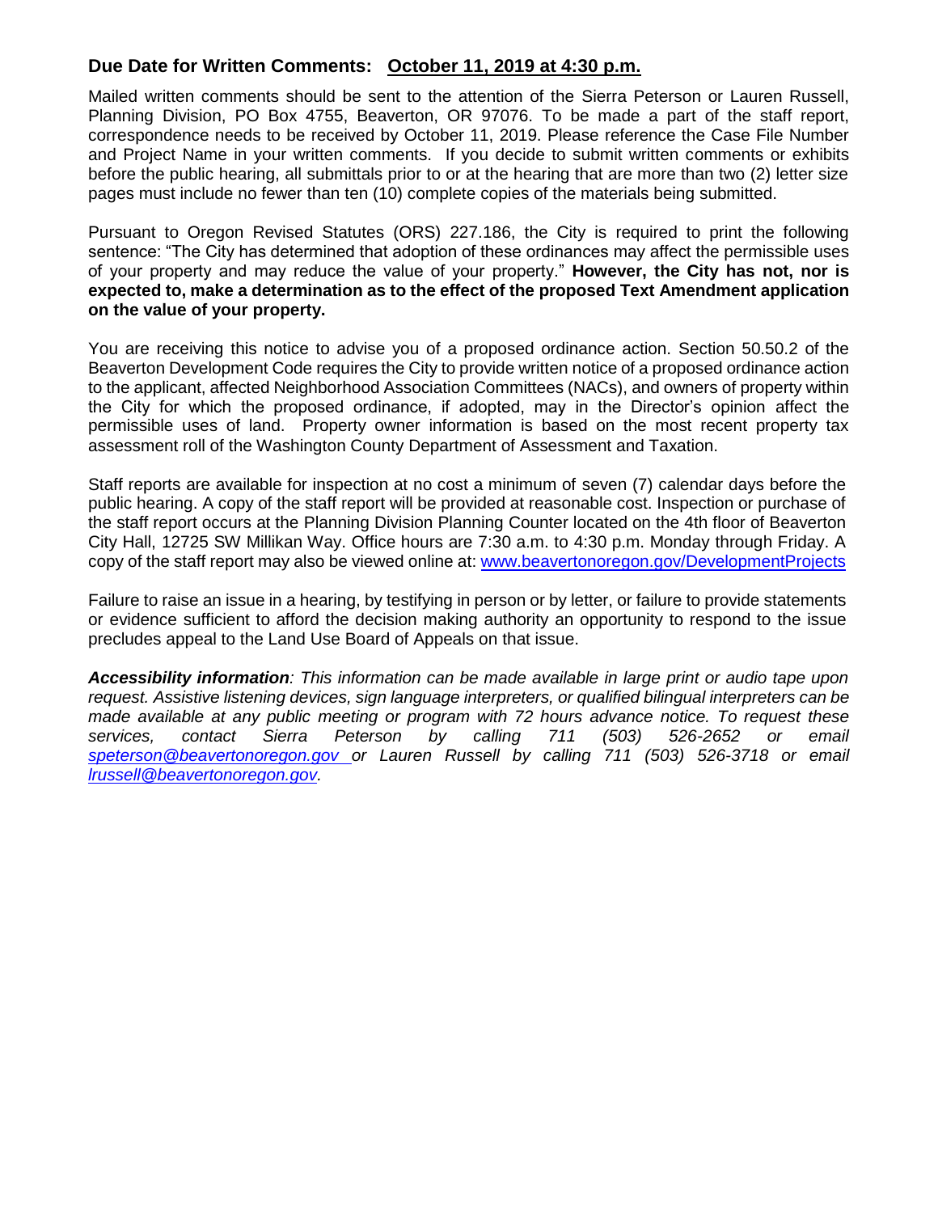### Due Date for Written Comments: <u>October 11, 2019 at 4:30 p.m.</u>

Mailed written comments should be sent to the attention of the Sierra Peterson or Lauren Russell, Planning Division, PO Box 4755, Beaverton, OR 97076. To be made a part of the staff report, correspondence needs to be received by October 11, 2019. Please reference the Case File Number and Project Name in your written comments. If you decide to submit written comments or exhibits before the public hearing, all submittals prior to or at the hearing that are more than two (2) letter size pages must include no fewer than ten (10) complete copies of the materials being submitted.

Pursuant to Oregon Revised Statutes (ORS) 227.186, the City is required to print the following sentence: "The City has determined that adoption of these ordinances may affect the permissible uses of your property and may reduce the value of your property." **However, the City has not, nor is expected to, make a determination as to the effect of the proposed Text Amendment application on the value of your property.**

You are receiving this notice to advise you of a proposed ordinance action. Section 50.50.2 of the Beaverton Development Code requires the City to provide written notice of a proposed ordinance action to the applicant, affected Neighborhood Association Committees (NACs), and owners of property within the City for which the proposed ordinance, if adopted, may in the Director's opinion affect the permissible uses of land. Property owner information is based on the most recent property tax assessment roll of the Washington County Department of Assessment and Taxation.

Staff reports are available for inspection at no cost a minimum of seven (7) calendar days before the public hearing. A copy of the staff report will be provided at reasonable cost. Inspection or purchase of the staff report occurs at the Planning Division Planning Counter located on the 4th floor of Beaverton City Hall, 12725 SW Millikan Way. Office hours are 7:30 a.m. to 4:30 p.m. Monday through Friday. A copy of the staff report may also be viewed online at: www.beavertonoregon.gov/DevelopmentProjects

Failure to raise an issue in a hearing, by testifying in person or by letter, or failure to provide statements or evidence sufficient to afford the decision making authority an opportunity to respond to the issue precludes appeal to the Land Use Board of Appeals on that issue.

***Accessibility information**: This information can be made available in large print or audio tape upon request. Assistive listening devices, sign language interpreters, or qualified bilingual interpreters can be made available at any public meeting or program with 72 hours advance notice. To request these services, contact Sierra Peterson by calling 711 (503) 526-2652 or email speterson@beavertonoregon.gov or Lauren Russell by calling 711 (503) 526-3718 or email lrussell@beavertonoregon.gov.*